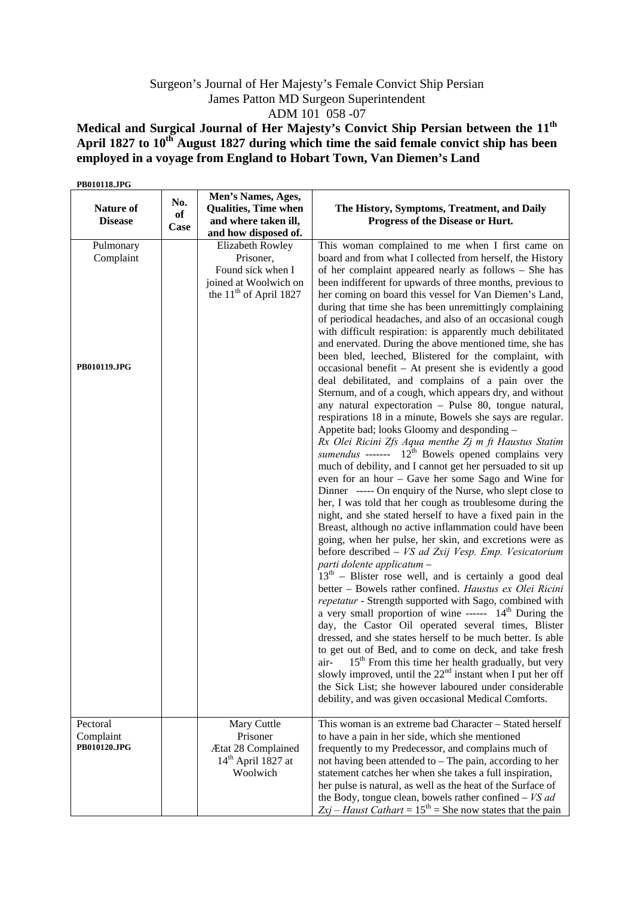Surgeon's Journal of Her Majesty's Female Convict Ship Persian
James Patton MD Surgeon Superintendent
ADM 101 058 -07

**Medical and Surgical Journal of Her Majesty's Convict Ship Persian between the 11th April 1827 to 10th August 1827 during which time the said female convict ship has been employed in a voyage from England to Hobart Town, Van Diemen's Land**

**PB010118.JPG**

| Nature of Disease | No. of Case | Men's Names, Ages, Qualities, Time when and where taken ill, and how disposed of. | The History, Symptoms, Treatment, and Daily Progress of the Disease or Hurt. |
|---|---|---|---|
| Pulmonary Complaint<br><br>**PB010119.JPG** | | Elizabeth Rowley Prisoner, Found sick when I joined at Woolwich on the 11th of April 1827 | This woman complained to me when I first came on board and from what I collected from herself, the History of her complaint appeared nearly as follows – She has been indifferent for upwards of three months, previous to her coming on board this vessel for Van Diemen's Land, during that time she has been unremittingly complaining of periodical headaches, and also of an occasional cough with difficult respiration: is apparently much debilitated and enervated. During the above mentioned time, she has been bled, leeched, Blistered for the complaint, with occasional benefit – At present she is evidently a good deal debilitated, and complains of a pain over the Sternum, and of a cough, which appears dry, and without any natural expectoration – Pulse 80, tongue natural, respirations 18 in a minute, Bowels she says are regular. Appetite bad; looks Gloomy and desponding – *Rx Olei Ricini Zfs Aqua menthe Zj m ft Haustus Statim sumendus* ------- 12th Bowels opened complains very much of debility, and I cannot get her persuaded to sit up even for an hour – Gave her some Sago and Wine for Dinner ----- On enquiry of the Nurse, who slept close to her, I was told that her cough as troublesome during the night, and she stated herself to have a fixed pain in the Breast, although no active inflammation could have been going, when her pulse, her skin, and excretions were as before described – *VS ad Zxij Vesp. Emp. Vesicatorium parti dolente applicatum* – 13th – Blister rose well, and is certainly a good deal better – Bowels rather confined. *Haustus ex Olei Ricini repetatur* - Strength supported with Sago, combined with a very small proportion of wine ------ 14th During the day, the Castor Oil operated several times, Blister dressed, and she states herself to be much better. Is able to get out of Bed, and to come on deck, and take fresh air- 15th From this time her health gradually, but very slowly improved, until the 22nd instant when I put her off the Sick List; she however laboured under considerable debility, and was given occasional Medical Comforts. |
| Pectoral Complaint<br>**PB010120.JPG** | | Mary Cuttle Prisoner Ætat 28 Complained 14th April 1827 at Woolwich | This woman is an extreme bad Character – Stated herself to have a pain in her side, which she mentioned frequently to my Predecessor, and complains much of not having been attended to – The pain, according to her statement catches her when she takes a full inspiration, her pulse is natural, as well as the heat of the Surface of the Body, tongue clean, bowels rather confined – *VS ad Zxj – Haust Cathart* = 15th = She now states that the pain |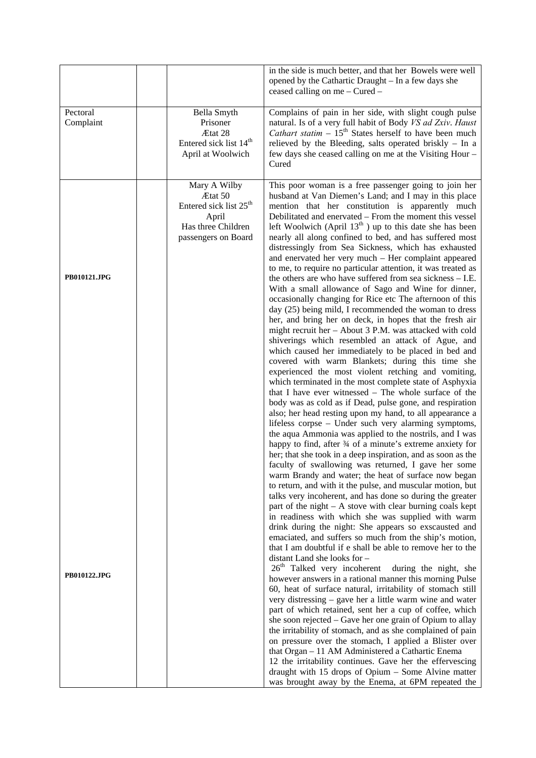| | | | |
|---|---|---|---|
| | | | in the side is much better, and that her Bowels were well opened by the Cathartic Draught – In a few days she ceased calling on me – Cured – |
| Pectoral Complaint | | Bella Smyth<br>Prisoner<br>Ætat 28<br>Entered sick list 14th April at Woolwich | Complains of pain in her side, with slight cough pulse natural. Is of a very full habit of Body *VS ad Zxiv. Haust Cathart statim* – 15th States herself to have been much relieved by the Bleeding, salts operated briskly – In a few days she ceased calling on me at the Visiting Hour – Cured |
| PB010121.JPG<br><br><br><br><br><br><br><br><br><br><br><br><br><br><br><br><br><br><br><br><br><br><br><br><br>PB010122.JPG | | Mary A Wilby<br>Ætat 50<br>Entered sick list 25th April<br>Has three Children passengers on Board | This poor woman is a free passenger going to join her husband at Van Diemen's Land; and I may in this place mention that her constitution is apparently much Debilitated and enervated – From the moment this vessel left Woolwich (April 13th ) up to this date she has been nearly all along confined to bed, and has suffered most distressingly from Sea Sickness, which has exhausted and enervated her very much – Her complaint appeared to me, to require no particular attention, it was treated as the others are who have suffered from sea sickness – I.E. With a small allowance of Sago and Wine for dinner, occasionally changing for Rice etc The afternoon of this day (25) being mild, I recommended the woman to dress her, and bring her on deck, in hopes that the fresh air might recruit her – About 3 P.M. was attacked with cold shiverings which resembled an attack of Ague, and which caused her immediately to be placed in bed and covered with warm Blankets; during this time she experienced the most violent retching and vomiting, which terminated in the most complete state of Asphyxia that I have ever witnessed – The whole surface of the body was as cold as if Dead, pulse gone, and respiration also; her head resting upon my hand, to all appearance a lifeless corpse – Under such very alarming symptoms, the aqua Ammonia was applied to the nostrils, and I was happy to find, after ¾ of a minute's extreme anxiety for her; that she took in a deep inspiration, and as soon as the faculty of swallowing was returned, I gave her some warm Brandy and water; the heat of surface now began to return, and with it the pulse, and muscular motion, but talks very incoherent, and has done so during the greater part of the night – A stove with clear burning coals kept in readiness with which she was supplied with warm drink during the night: She appears so exscausted and emaciated, and suffers so much from the ship's motion, that I am doubtful if e shall be able to remove her to the distant Land she looks for –<br>26th Talked very incoherent during the night, she however answers in a rational manner this morning Pulse 60, heat of surface natural, irritability of stomach still very distressing – gave her a little warm wine and water part of which retained, sent her a cup of coffee, which she soon rejected – Gave her one grain of Opium to allay the irritability of stomach, and as she complained of pain on pressure over the stomach, I applied a Blister over that Organ – 11 AM Administered a Cathartic Enema<br>12 the irritability continues. Gave her the effervescing draught with 15 drops of Opium – Some Alvine matter was brought away by the Enema, at 6PM repeated the |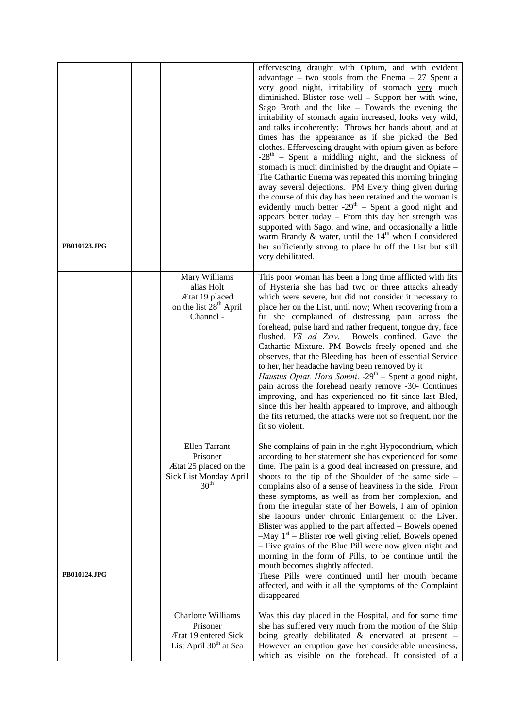| | | | |
|---|---|---|---|
| PB010123.JPG | | | effervescing draught with Opium, and with evident advantage – two stools from the Enema – 27 Spent a very good night, irritability of stomach very much diminished. Blister rose well – Support her with wine, Sago Broth and the like – Towards the evening the irritability of stomach again increased, looks very wild, and talks incoherently: Throws her hands about, and at times has the appearance as if she picked the Bed clothes. Effervescing draught with opium given as before -28th – Spent a middling night, and the sickness of stomach is much diminished by the draught and Opiate – The Cathartic Enema was repeated this morning bringing away several dejections. PM Every thing given during the course of this day has been retained and the woman is evidently much better -29th – Spent a good night and appears better today – From this day her strength was supported with Sago, and wine, and occasionally a little warm Brandy & water, until the 14th when I considered her sufficiently strong to place hr off the List but still very debilitated. |
| | | Mary Williams alias Holt Ætat 19 placed on the list 28th April Channel - | This poor woman has been a long time afflicted with fits of Hysteria she has had two or three attacks already which were severe, but did not consider it necessary to place her on the List, until now; When recovering from a fir she complained of distressing pain across the forehead, pulse hard and rather frequent, tongue dry, face flushed. *VS ad Zxiv*. Bowels confined. Gave the Cathartic Mixture. PM Bowels freely opened and she observes, that the Bleeding has been of essential Service to her, her headache having been removed by it *Haustus Opiat. Hora Somni*. -29th – Spent a good night, pain across the forehead nearly remove -30- Continues improving, and has experienced no fit since last Bled, since this her health appeared to improve, and although the fits returned, the attacks were not so frequent, nor the fit so violent. |
| PB010124.JPG | | Ellen Tarrant Prisoner Ætat 25 placed on the Sick List Monday April 30th | She complains of pain in the right Hypocondrium, which according to her statement she has experienced for some time. The pain is a good deal increased on pressure, and shoots to the tip of the Shoulder of the same side – complains also of a sense of heaviness in the side. From these symptoms, as well as from her complexion, and from the irregular state of her Bowels, I am of opinion she labours under chronic Enlargement of the Liver. Blister was applied to the part affected – Bowels opened –May 1st – Blister roe well giving relief, Bowels opened – Five grains of the Blue Pill were now given night and morning in the form of Pills, to be continue until the mouth becomes slightly affected. These Pills were continued until her mouth became affected, and with it all the symptoms of the Complaint disappeared |
| | | Charlotte Williams Prisoner Ætat 19 entered Sick List April 30th at Sea | Was this day placed in the Hospital, and for some time she has suffered very much from the motion of the Ship being greatly debilitated & enervated at present – However an eruption gave her considerable uneasiness, which as visible on the forehead. It consisted of a |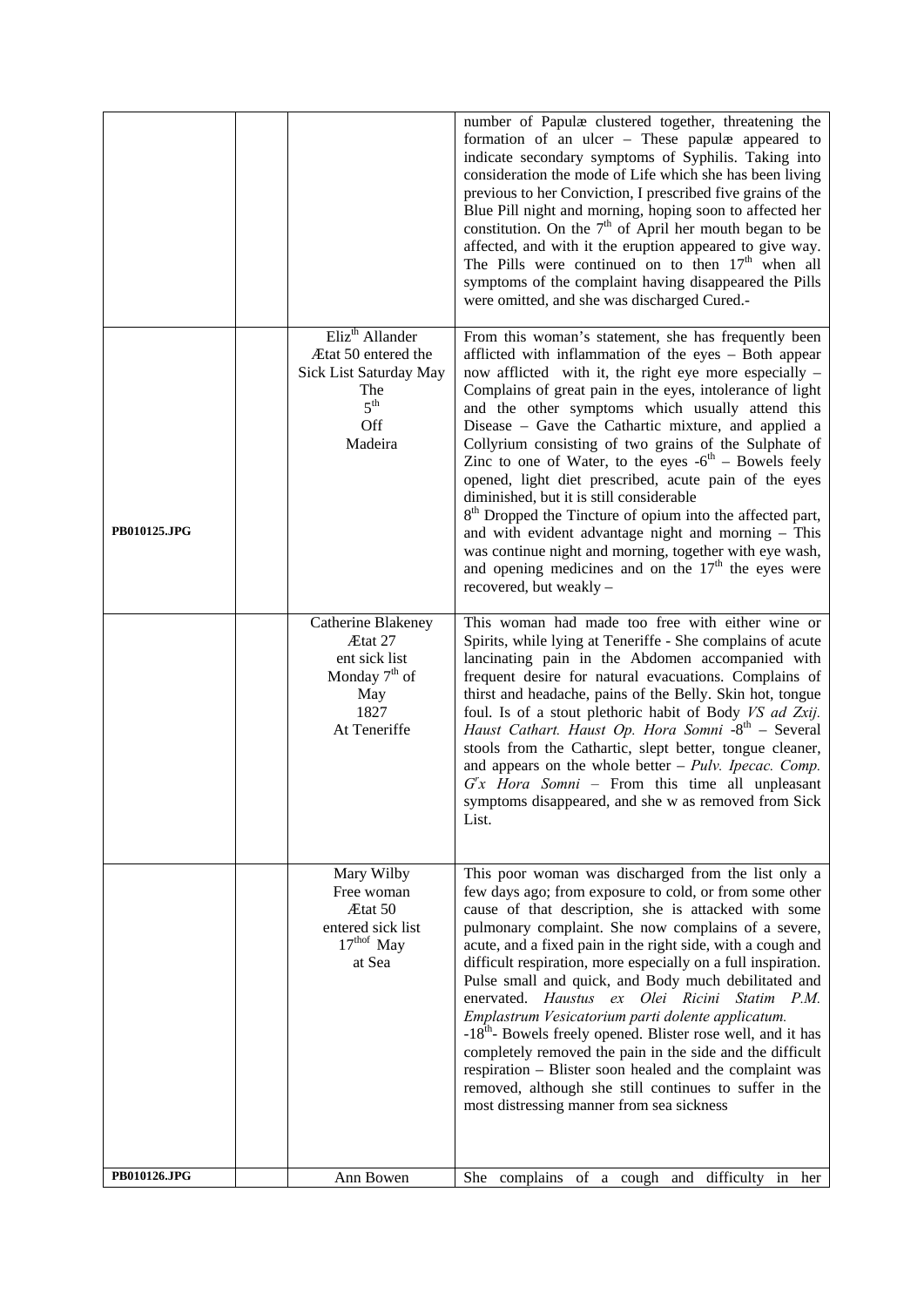| | | | |
|---|---|---|---|
| | | | number of Papulæ clustered together, threatening the formation of an ulcer – These papulæ appeared to indicate secondary symptoms of Syphilis. Taking into consideration the mode of Life which she has been living previous to her Conviction, I prescribed five grains of the Blue Pill night and morning, hoping soon to affected her constitution. On the 7th of April her mouth began to be affected, and with it the eruption appeared to give way. The Pills were continued on to then 17th when all symptoms of the complaint having disappeared the Pills were omitted, and she was discharged Cured.- |
| PB010125.JPG | | Elizth Allander Ætat 50 entered the Sick List Saturday May The 5th Off Madeira | From this woman's statement, she has frequently been afflicted with inflammation of the eyes – Both appear now afflicted with it, the right eye more especially – Complains of great pain in the eyes, intolerance of light and the other symptoms which usually attend this Disease – Gave the Cathartic mixture, and applied a Collyrium consisting of two grains of the Sulphate of Zinc to one of Water, to the eyes -6th – Bowels feely opened, light diet prescribed, acute pain of the eyes diminished, but it is still considerable 8th Dropped the Tincture of opium into the affected part, and with evident advantage night and morning – This was continue night and morning, together with eye wash, and opening medicines and on the 17th the eyes were recovered, but weakly – |
| | | Catherine Blakeney Ætat 27 ent sick list Monday 7th of May 1827 At Teneriffe | This woman had made too free with either wine or Spirits, while lying at Teneriffe - She complains of acute lancinating pain in the Abdomen accompanied with frequent desire for natural evacuations. Complains of thirst and headache, pains of the Belly. Skin hot, tongue foul. Is of a stout plethoric habit of Body *VS ad Zxij. Haust Cathart. Haust Op. Hora Somni* -8th – Several stools from the Cathartic, slept better, tongue cleaner, and appears on the whole better – *Pulv. Ipecac. Comp. Grx Hora Somni* – From this time all unpleasant symptoms disappeared, and she w as removed from Sick List. |
| | | Mary Wilby Free woman Ætat 50 entered sick list 17thof May at Sea | This poor woman was discharged from the list only a few days ago; from exposure to cold, or from some other cause of that description, she is attacked with some pulmonary complaint. She now complains of a severe, acute, and a fixed pain in the right side, with a cough and difficult respiration, more especially on a full inspiration. Pulse small and quick, and Body much debilitated and enervated. *Haustus ex Olei Ricini Statim P.M. Emplastrum Vesicatorium parti dolente applicatum.* -18th- Bowels freely opened. Blister rose well, and it has completely removed the pain in the side and the difficult respiration – Blister soon healed and the complaint was removed, although she still continues to suffer in the most distressing manner from sea sickness |
| PB010126.JPG | | Ann Bowen | She complains of a cough and difficulty in her |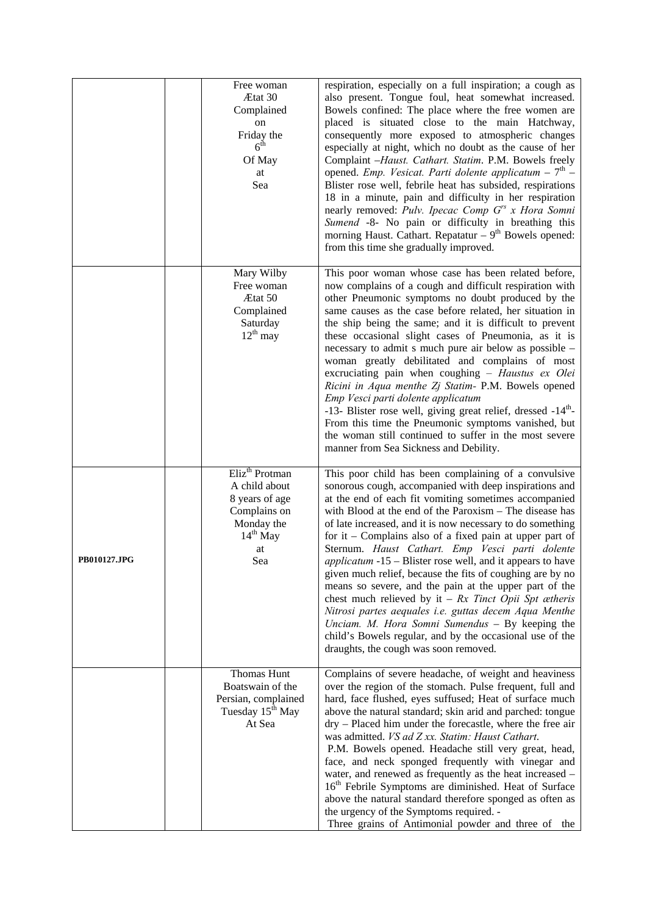| | | | |
|---|---|---|---|
| | | Free woman Ætat 30 Complained on Friday the 6th Of May at Sea | respiration, especially on a full inspiration; a cough as also present. Tongue foul, heat somewhat increased. Bowels confined: The place where the free women are placed is situated close to the main Hatchway, consequently more exposed to atmospheric changes especially at night, which no doubt as the cause of her Complaint –*Haust. Cathart. Statim*. P.M. Bowels freely opened. *Emp. Vesicat. Parti dolente applicatum* – 7th – Blister rose well, febrile heat has subsided, respirations 18 in a minute, pain and difficulty in her respiration nearly removed: *Pulv. Ipecac Comp Grs x Hora Somni Sumend* -8- No pain or difficulty in breathing this morning Haust. Cathart. Repatatur – 9th Bowels opened: from this time she gradually improved. |
| | | Mary Wilby Free woman Ætat 50 Complained Saturday 12th may | This poor woman whose case has been related before, now complains of a cough and difficult respiration with other Pneumonic symptoms no doubt produced by the same causes as the case before related, her situation in the ship being the same; and it is difficult to prevent these occasional slight cases of Pneumonia, as it is necessary to admit s much pure air below as possible – woman greatly debilitated and complains of most excruciating pain when coughing – *Haustus ex Olei Ricini in Aqua menthe Ʒj Statim*- P.M. Bowels opened *Emp Vesci parti dolente applicatum* -13- Blister rose well, giving great relief, dressed -14th- From this time the Pneumonic symptoms vanished, but the woman still continued to suffer in the most severe manner from Sea Sickness and Debility. |
| PB010127.JPG | | Elizth Protman A child about 8 years of age Complains on Monday the 14th May at Sea | This poor child has been complaining of a convulsive sonorous cough, accompanied with deep inspirations and at the end of each fit vomiting sometimes accompanied with Blood at the end of the Paroxism – The disease has of late increased, and it is now necessary to do something for it – Complains also of a fixed pain at upper part of Sternum. *Haust Cathart. Emp Vesci parti dolente applicatum* -15 – Blister rose well, and it appears to have given much relief, because the fits of coughing are by no means so severe, and the pain at the upper part of the chest much relieved by it – *Rx Tinct Opii Spt ætheris Nitrosi partes aequales i.e. guttas decem Aqua Menthe Unciam. M. Hora Somni Sumendus* – By keeping the child's Bowels regular, and by the occasional use of the draughts, the cough was soon removed. |
| | | Thomas Hunt Boatswain of the Persian, complained Tuesday 15th May At Sea | Complains of severe headache, of weight and heaviness over the region of the stomach. Pulse frequent, full and hard, face flushed, eyes suffused; Heat of surface much above the natural standard; skin arid and parched: tongue dry – Placed him under the forecastle, where the free air was admitted. *VS ad Ʒ xx. Statim: Haust Cathart*. P.M. Bowels opened. Headache still very great, head, face, and neck sponged frequently with vinegar and water, and renewed as frequently as the heat increased – 16th Febrile Symptoms are diminished. Heat of Surface above the natural standard therefore sponged as often as the urgency of the Symptoms required. - Three grains of Antimonial powder and three of the |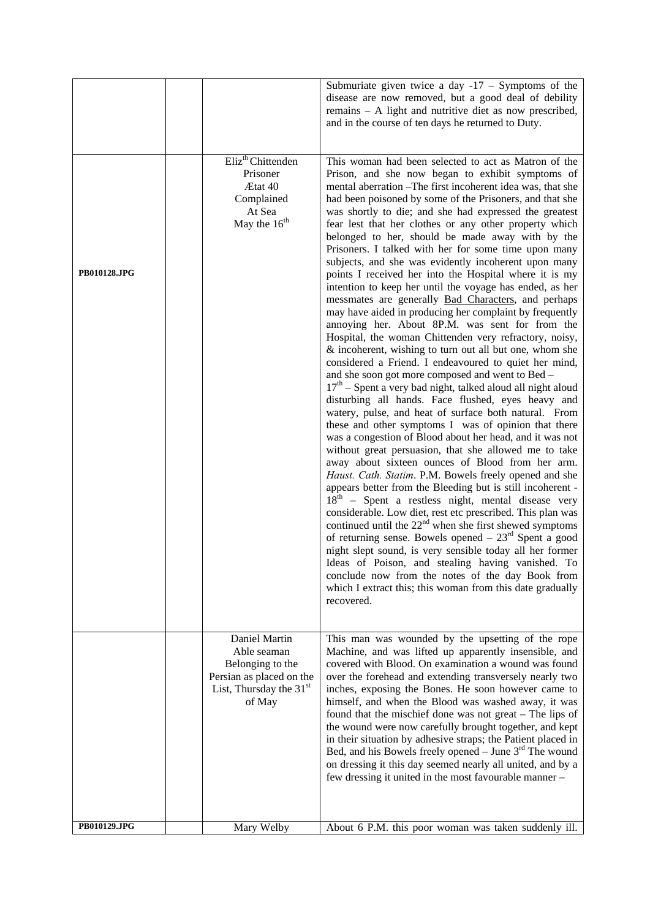| | | | |
|---|---|---|---|
| | | | Submuriate given twice a day -17 – Symptoms of the disease are now removed, but a good deal of debility remains – A light and nutritive diet as now prescribed, and in the course of ten days he returned to Duty. |
| **PB010128.JPG** | | Eliz$^{th}$ Chittenden Prisoner Ætat 40 Complained At Sea May the 16$^{th}$ | This woman had been selected to act as Matron of the Prison, and she now began to exhibit symptoms of mental aberration –The first incoherent idea was, that she had been poisoned by some of the Prisoners, and that she was shortly to die; and she had expressed the greatest fear lest that her clothes or any other property which belonged to her, should be made away with by the Prisoners. I talked with her for some time upon many subjects, and she was evidently incoherent upon many points I received her into the Hospital where it is my intention to keep her until the voyage has ended, as her messmates are generally <u>Bad Characters</u>, and perhaps may have aided in producing her complaint by frequently annoying her. About 8P.M. was sent for from the Hospital, the woman Chittenden very refractory, noisy, & incoherent, wishing to turn out all but one, whom she considered a Friend. I endeavoured to quiet her mind, and she soon got more composed and went to Bed – 17$^{th}$ – Spent a very bad night, talked aloud all night aloud disturbing all hands. Face flushed, eyes heavy and watery, pulse, and heat of surface both natural. From these and other symptoms I was of opinion that there was a congestion of Blood about her head, and it was not without great persuasion, that she allowed me to take away about sixteen ounces of Blood from her arm. *Haust. Cath. Statim*. P.M. Bowels freely opened and she appears better from the Bleeding but is still incoherent - 18$^{th}$ – Spent a restless night, mental disease very considerable. Low diet, rest etc prescribed. This plan was continued until the 22$^{nd}$ when she first shewed symptoms of returning sense. Bowels opened – 23$^{rd}$ Spent a good night slept sound, is very sensible today all her former Ideas of Poison, and stealing having vanished. To conclude now from the notes of the day Book from which I extract this; this woman from this date gradually recovered. |
| | | Daniel Martin Able seaman Belonging to the Persian as placed on the List, Thursday the 31$^{st}$ of May | This man was wounded by the upsetting of the rope Machine, and was lifted up apparently insensible, and covered with Blood. On examination a wound was found over the forehead and extending transversely nearly two inches, exposing the Bones. He soon however came to himself, and when the Blood was washed away, it was found that the mischief done was not great – The lips of the wound were now carefully brought together, and kept in their situation by adhesive straps; the Patient placed in Bed, and his Bowels freely opened – June 3$^{rd}$ The wound on dressing it this day seemed nearly all united, and by a few dressing it united in the most favourable manner – |
| **PB010129.JPG** | | Mary Welby | About 6 P.M. this poor woman was taken suddenly ill. |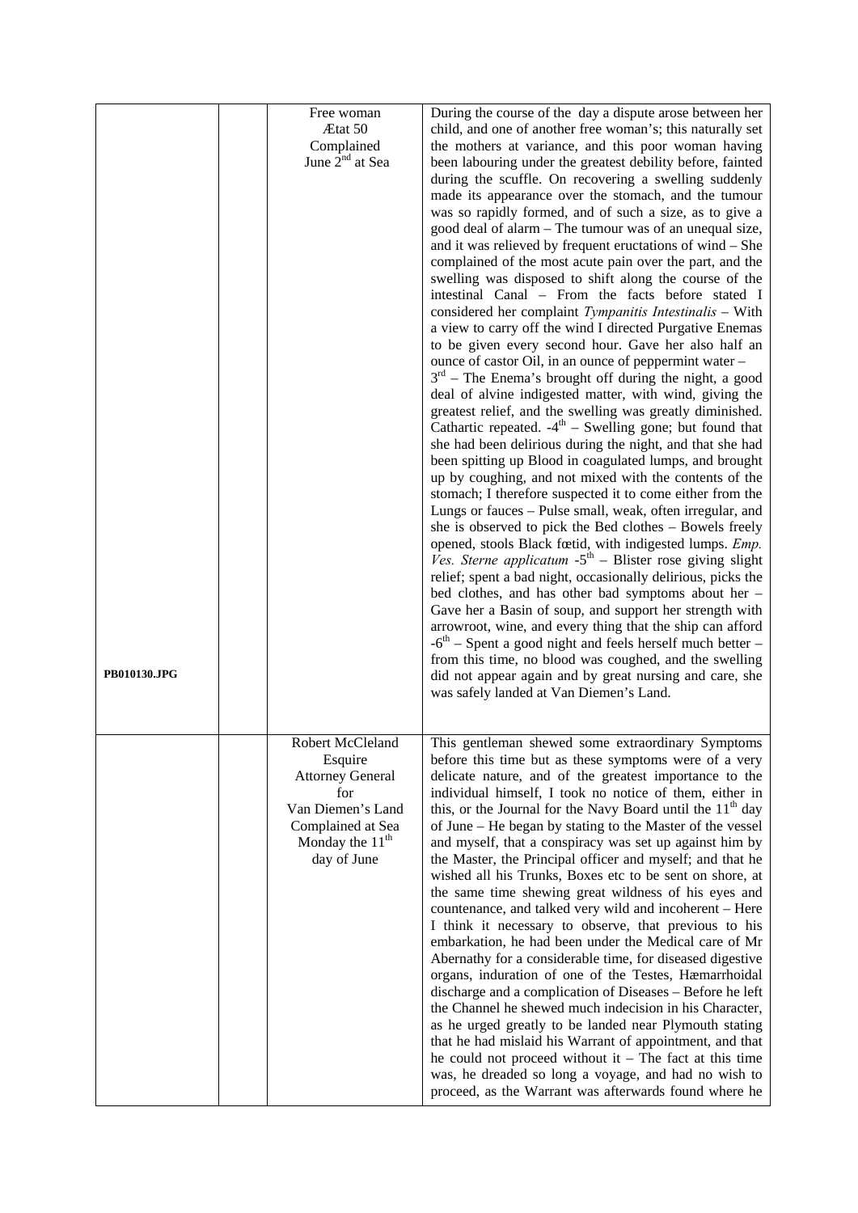| | | | |
|---|---|---|---|
| PB010130.JPG | | Free woman<br>Ætat 50<br>Complained<br>June 2nd at Sea | During the course of the day a dispute arose between her child, and one of another free woman's; this naturally set the mothers at variance, and this poor woman having been labouring under the greatest debility before, fainted during the scuffle. On recovering a swelling suddenly made its appearance over the stomach, and the tumour was so rapidly formed, and of such a size, as to give a good deal of alarm – The tumour was of an unequal size, and it was relieved by frequent eructations of wind – She complained of the most acute pain over the part, and the swelling was disposed to shift along the course of the intestinal Canal – From the facts before stated I considered her complaint *Tympanitis Intestinalis* – With a view to carry off the wind I directed Purgative Enemas to be given every second hour. Gave her also half an ounce of castor Oil, in an ounce of peppermint water – 3rd – The Enema's brought off during the night, a good deal of alvine indigested matter, with wind, giving the greatest relief, and the swelling was greatly diminished. Cathartic repeated. -4th – Swelling gone; but found that she had been delirious during the night, and that she had been spitting up Blood in coagulated lumps, and brought up by coughing, and not mixed with the contents of the stomach; I therefore suspected it to come either from the Lungs or fauces – Pulse small, weak, often irregular, and she is observed to pick the Bed clothes – Bowels freely opened, stools Black fœtid, with indigested lumps. *Emp. Ves. Sterne applicatum* -5th – Blister rose giving slight relief; spent a bad night, occasionally delirious, picks the bed clothes, and has other bad symptoms about her – Gave her a Basin of soup, and support her strength with arrowroot, wine, and every thing that the ship can afford -6th – Spent a good night and feels herself much better – from this time, no blood was coughed, and the swelling did not appear again and by great nursing and care, she was safely landed at Van Diemen's Land. |
| | | Robert McCleland Esquire<br>Attorney General for Van Diemen's Land<br>Complained at Sea Monday the 11th day of June | This gentleman shewed some extraordinary Symptoms before this time but as these symptoms were of a very delicate nature, and of the greatest importance to the individual himself, I took no notice of them, either in this, or the Journal for the Navy Board until the 11th day of June – He began by stating to the Master of the vessel and myself, that a conspiracy was set up against him by the Master, the Principal officer and myself; and that he wished all his Trunks, Boxes etc to be sent on shore, at the same time shewing great wildness of his eyes and countenance, and talked very wild and incoherent – Here I think it necessary to observe, that previous to his embarkation, he had been under the Medical care of Mr Abernathy for a considerable time, for diseased digestive organs, induration of one of the Testes, Hæmarrhoidal discharge and a complication of Diseases – Before he left the Channel he shewed much indecision in his Character, as he urged greatly to be landed near Plymouth stating that he had mislaid his Warrant of appointment, and that he could not proceed without it – The fact at this time was, he dreaded so long a voyage, and had no wish to proceed, as the Warrant was afterwards found where he |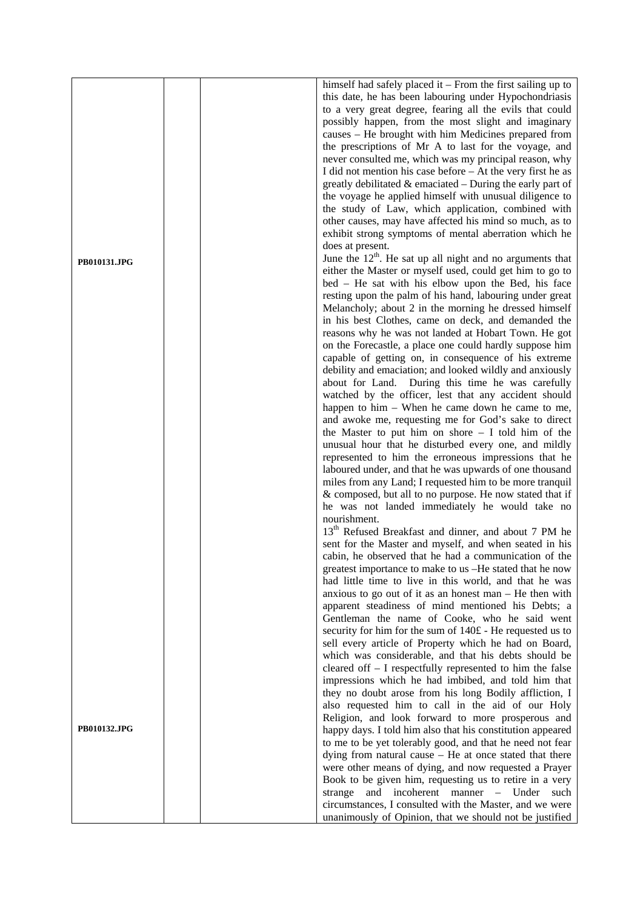| | | | |
|---|---|---|---|
| | | | himself had safely placed it – From the first sailing up to this date, he has been labouring under Hypochondriasis to a very great degree, fearing all the evils that could possibly happen, from the most slight and imaginary causes – He brought with him Medicines prepared from the prescriptions of Mr A to last for the voyage, and never consulted me, which was my principal reason, why I did not mention his case before – At the very first he as greatly debilitated & emaciated – During the early part of the voyage he applied himself with unusual diligence to the study of Law, which application, combined with other causes, may have affected his mind so much, as to exhibit strong symptoms of mental aberration which he does at present. |
| PB010131.JPG | | | June the 12th. He sat up all night and no arguments that either the Master or myself used, could get him to go to bed – He sat with his elbow upon the Bed, his face resting upon the palm of his hand, labouring under great Melancholy; about 2 in the morning he dressed himself in his best Clothes, came on deck, and demanded the reasons why he was not landed at Hobart Town. He got on the Forecastle, a place one could hardly suppose him capable of getting on, in consequence of his extreme debility and emaciation; and looked wildly and anxiously about for Land. During this time he was carefully watched by the officer, lest that any accident should happen to him – When he came down he came to me, and awoke me, requesting me for God's sake to direct the Master to put him on shore – I told him of the unusual hour that he disturbed every one, and mildly represented to him the erroneous impressions that he laboured under, and that he was upwards of one thousand miles from any Land; I requested him to be more tranquil & composed, but all to no purpose. He now stated that if he was not landed immediately he would take no nourishment. |
| | | | 13th Refused Breakfast and dinner, and about 7 PM he sent for the Master and myself, and when seated in his cabin, he observed that he had a communication of the greatest importance to make to us –He stated that he now had little time to live in this world, and that he was anxious to go out of it as an honest man – He then with apparent steadiness of mind mentioned his Debts; a Gentleman the name of Cooke, who he said went security for him for the sum of 140£ - He requested us to sell every article of Property which he had on Board, which was considerable, and that his debts should be cleared off – I respectfully represented to him the false impressions which he had imbibed, and told him that they no doubt arose from his long Bodily affliction, I also requested him to call in the aid of our Holy Religion, and look forward to more prosperous and |
| PB010132.JPG | | | happy days. I told him also that his constitution appeared to me to be yet tolerably good, and that he need not fear dying from natural cause – He at once stated that there were other means of dying, and now requested a Prayer Book to be given him, requesting us to retire in a very strange and incoherent manner – Under such circumstances, I consulted with the Master, and we were unanimously of Opinion, that we should not be justified |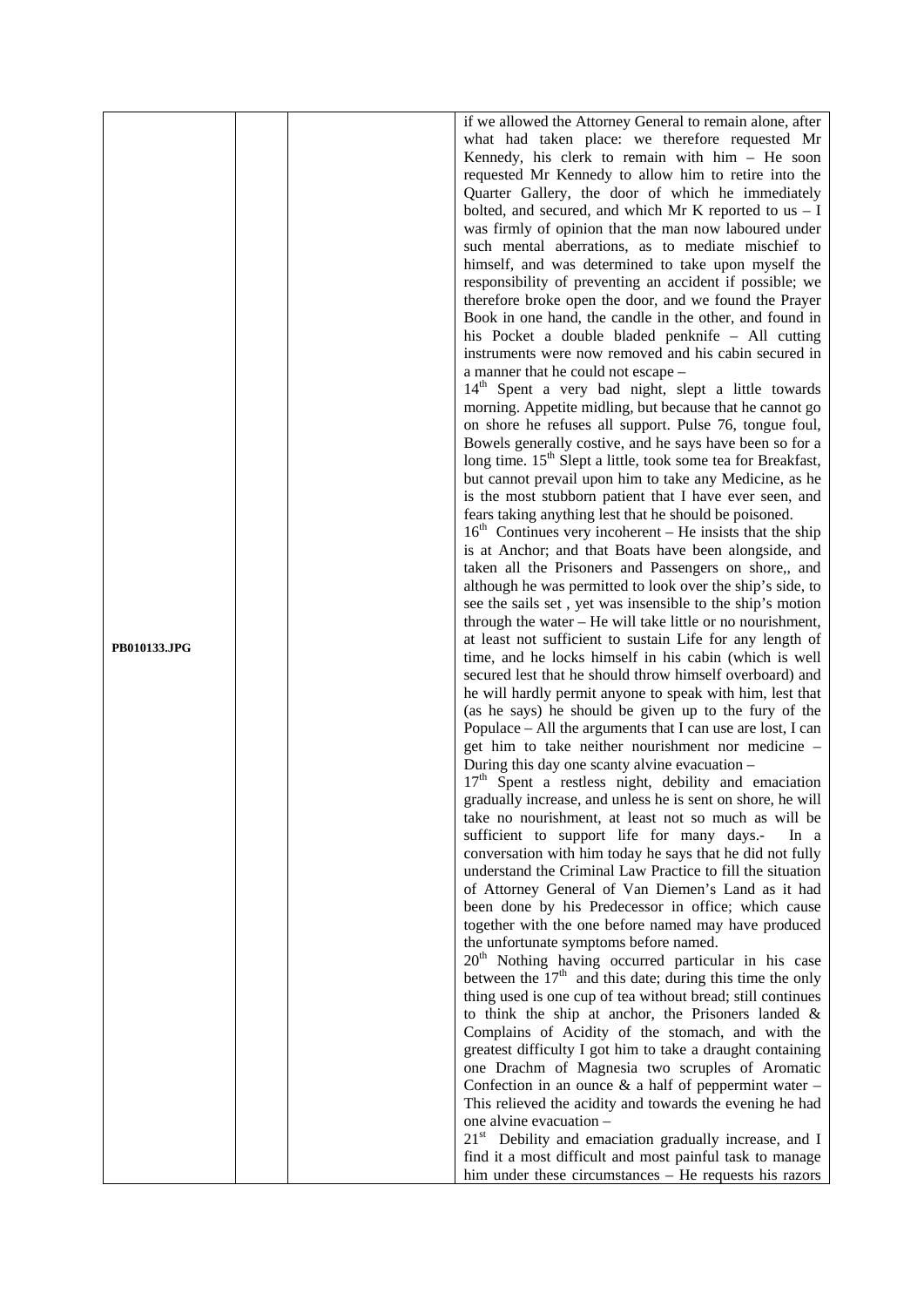| | | | |
|---|---|---|---|
| PB010133.JPG | | | if we allowed the Attorney General to remain alone, after what had taken place: we therefore requested Mr Kennedy, his clerk to remain with him – He soon requested Mr Kennedy to allow him to retire into the Quarter Gallery, the door of which he immediately bolted, and secured, and which Mr K reported to us – I was firmly of opinion that the man now laboured under such mental aberrations, as to mediate mischief to himself, and was determined to take upon myself the responsibility of preventing an accident if possible; we therefore broke open the door, and we found the Prayer Book in one hand, the candle in the other, and found in his Pocket a double bladed penknife – All cutting instruments were now removed and his cabin secured in a manner that he could not escape – 14th Spent a very bad night, slept a little towards morning. Appetite midling, but because that he cannot go on shore he refuses all support. Pulse 76, tongue foul, Bowels generally costive, and he says have been so for a long time. 15th Slept a little, took some tea for Breakfast, but cannot prevail upon him to take any Medicine, as he is the most stubborn patient that I have ever seen, and fears taking anything lest that he should be poisoned. 16th Continues very incoherent – He insists that the ship is at Anchor; and that Boats have been alongside, and taken all the Prisoners and Passengers on shore,, and although he was permitted to look over the ship's side, to see the sails set , yet was insensible to the ship's motion through the water – He will take little or no nourishment, at least not sufficient to sustain Life for any length of time, and he locks himself in his cabin (which is well secured lest that he should throw himself overboard) and he will hardly permit anyone to speak with him, lest that (as he says) he should be given up to the fury of the Populace – All the arguments that I can use are lost, I can get him to take neither nourishment nor medicine – During this day one scanty alvine evacuation – 17th Spent a restless night, debility and emaciation gradually increase, and unless he is sent on shore, he will take no nourishment, at least not so much as will be sufficient to support life for many days.- In a conversation with him today he says that he did not fully understand the Criminal Law Practice to fill the situation of Attorney General of Van Diemen's Land as it had been done by his Predecessor in office; which cause together with the one before named may have produced the unfortunate symptoms before named. 20th Nothing having occurred particular in his case between the 17th and this date; during this time the only thing used is one cup of tea without bread; still continues to think the ship at anchor, the Prisoners landed & Complains of Acidity of the stomach, and with the greatest difficulty I got him to take a draught containing one Drachm of Magnesia two scruples of Aromatic Confection in an ounce & a half of peppermint water – This relieved the acidity and towards the evening he had one alvine evacuation – 21st Debility and emaciation gradually increase, and I find it a most difficult and most painful task to manage him under these circumstances – He requests his razors |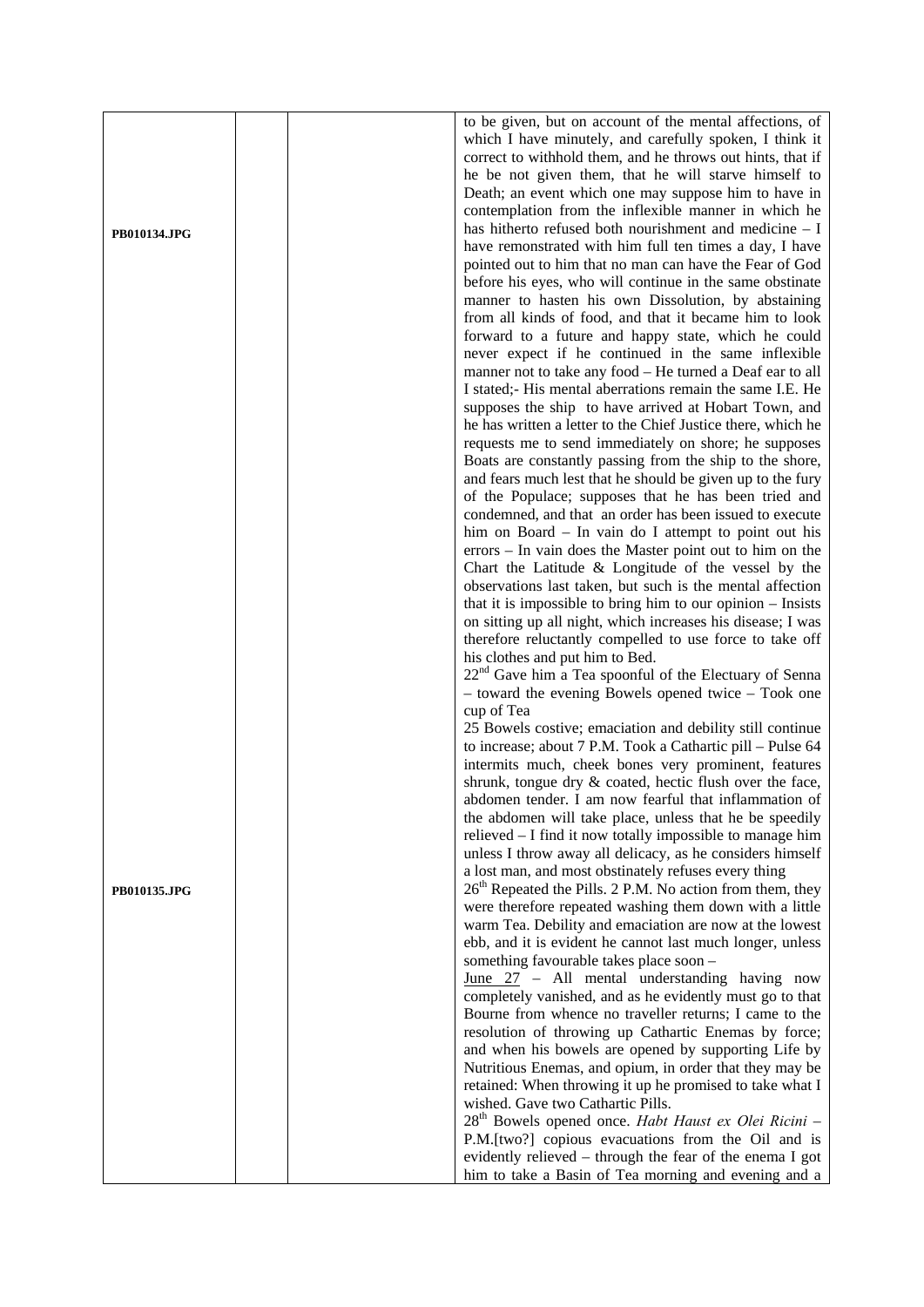| | | | |
|---|---|---|---|
| PB010134.JPG | | | to be given, but on account of the mental affections, of which I have minutely, and carefully spoken, I think it correct to withhold them, and he throws out hints, that if he be not given them, that he will starve himself to Death; an event which one may suppose him to have in contemplation from the inflexible manner in which he has hitherto refused both nourishment and medicine – I have remonstrated with him full ten times a day, I have pointed out to him that no man can have the Fear of God before his eyes, who will continue in the same obstinate manner to hasten his own Dissolution, by abstaining from all kinds of food, and that it became him to look forward to a future and happy state, which he could never expect if he continued in the same inflexible manner not to take any food – He turned a Deaf ear to all I stated;- His mental aberrations remain the same I.E. He supposes the ship to have arrived at Hobart Town, and he has written a letter to the Chief Justice there, which he requests me to send immediately on shore; he supposes Boats are constantly passing from the ship to the shore, and fears much lest that he should be given up to the fury of the Populace; supposes that he has been tried and condemned, and that an order has been issued to execute him on Board – In vain do I attempt to point out his errors – In vain does the Master point out to him on the Chart the Latitude & Longitude of the vessel by the observations last taken, but such is the mental affection that it is impossible to bring him to our opinion – Insists on sitting up all night, which increases his disease; I was therefore reluctantly compelled to use force to take off his clothes and put him to Bed.<br>22nd Gave him a Tea spoonful of the Electuary of Senna – toward the evening Bowels opened twice – Took one cup of Tea<br>25 Bowels costive; emaciation and debility still continue to increase; about 7 P.M. Took a Cathartic pill – Pulse 64 intermits much, cheek bones very prominent, features shrunk, tongue dry & coated, hectic flush over the face, abdomen tender. I am now fearful that inflammation of the abdomen will take place, unless that he be speedily relieved – I find it now totally impossible to manage him unless I throw away all delicacy, as he considers himself a lost man, and most obstinately refuses every thing |
| PB010135.JPG | | | 26th Repeated the Pills. 2 P.M. No action from them, they were therefore repeated washing them down with a little warm Tea. Debility and emaciation are now at the lowest ebb, and it is evident he cannot last much longer, unless something favourable takes place soon –<br><u>June 27</u> – All mental understanding having now completely vanished, and as he evidently must go to that Bourne from whence no traveller returns; I came to the resolution of throwing up Cathartic Enemas by force; and when his bowels are opened by supporting Life by Nutritious Enemas, and opium, in order that they may be retained: When throwing it up he promised to take what I wished. Gave two Cathartic Pills.<br>28th Bowels opened once. *Habt Haust ex Olei Ricini* – P.M.[two?] copious evacuations from the Oil and is evidently relieved – through the fear of the enema I got him to take a Basin of Tea morning and evening and a |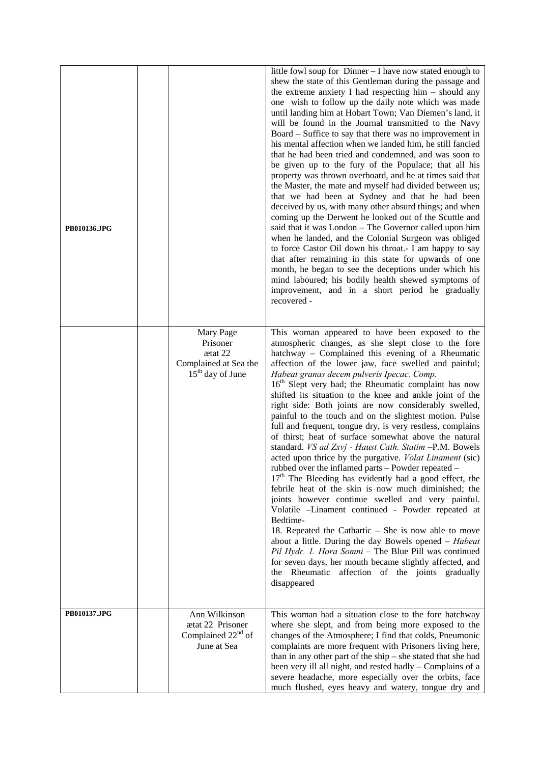| | | | |
|---|---|---|---|
| PB010136.JPG | | | little fowl soup for Dinner – I have now stated enough to shew the state of this Gentleman during the passage and the extreme anxiety I had respecting him – should any one wish to follow up the daily note which was made until landing him at Hobart Town; Van Diemen's land, it will be found in the Journal transmitted to the Navy Board – Suffice to say that there was no improvement in his mental affection when we landed him, he still fancied that he had been tried and condemned, and was soon to be given up to the fury of the Populace; that all his property was thrown overboard, and he at times said that the Master, the mate and myself had divided between us; that we had been at Sydney and that he had been deceived by us, with many other absurd things; and when coming up the Derwent he looked out of the Scuttle and said that it was London – The Governor called upon him when he landed, and the Colonial Surgeon was obliged to force Castor Oil down his throat.- I am happy to say that after remaining in this state for upwards of one month, he began to see the deceptions under which his mind laboured; his bodily health shewed symptoms of improvement, and in a short period he gradually recovered - |
| | | Mary Page Prisoner ætat 22 Complained at Sea the 15th day of June | This woman appeared to have been exposed to the atmospheric changes, as she slept close to the fore hatchway – Complained this evening of a Rheumatic affection of the lower jaw, face swelled and painful; *Habeat granas decem pulveris Ipecac. Comp.* 16th Slept very bad; the Rheumatic complaint has now shifted its situation to the knee and ankle joint of the right side: Both joints are now considerably swelled, painful to the touch and on the slightest motion. Pulse full and frequent, tongue dry, is very restless, complains of thirst; heat of surface somewhat above the natural standard. *VS ad Ʒxvj - Haust Cath. Statim* –P.M. Bowels acted upon thrice by the purgative. *Volat Linament* (sic) rubbed over the inflamed parts – Powder repeated – 17th The Bleeding has evidently had a good effect, the febrile heat of the skin is now much diminished; the joints however continue swelled and very painful. Volatile –Linament continued - Powder repeated at Bedtime- 18. Repeated the Cathartic – She is now able to move about a little. During the day Bowels opened – *Habeat Pil Hydr. 1. Hora Somni* – The Blue Pill was continued for seven days, her mouth became slightly affected, and the Rheumatic affection of the joints gradually disappeared |
| PB010137.JPG | | Ann Wilkinson ætat 22 Prisoner Complained 22nd of June at Sea | This woman had a situation close to the fore hatchway where she slept, and from being more exposed to the changes of the Atmosphere; I find that colds, Pneumonic complaints are more frequent with Prisoners living here, than in any other part of the ship – she stated that she had been very ill all night, and rested badly – Complains of a severe headache, more especially over the orbits, face much flushed, eyes heavy and watery, tongue dry and |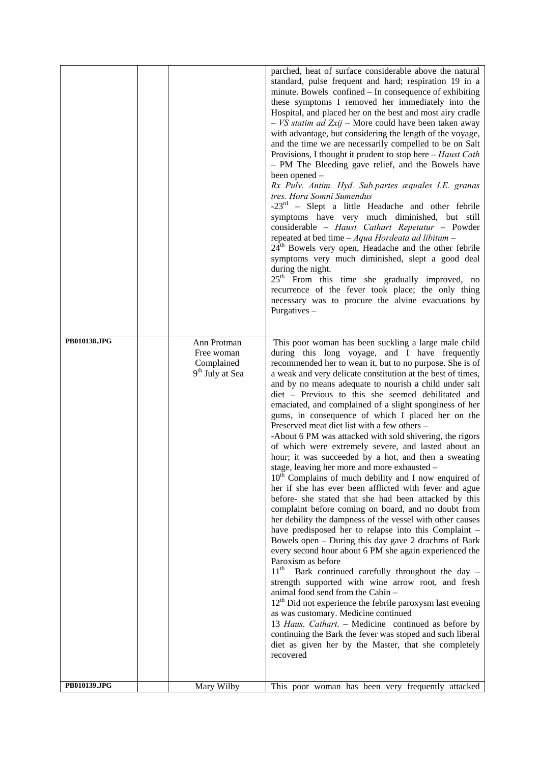| | | | |
|---|---|---|---|
| | | | parched, heat of surface considerable above the natural standard, pulse frequent and hard; respiration 19 in a minute. Bowels confined – In consequence of exhibiting these symptoms I removed her immediately into the Hospital, and placed her on the best and most airy cradle – *VS statim ad Zxij* – More could have been taken away with advantage, but considering the length of the voyage, and the time we are necessarily compelled to be on Salt Provisions, I thought it prudent to stop here – *Haust Cath* – PM The Bleeding gave relief, and the Bowels have been opened – *Rx Pulv. Antim. Hyd. Sub.partes æquales I.E. granas tres. Hora Somni Sumendus* -23rd – Slept a little Headache and other febrile symptoms have very much diminished, but still considerable – *Haust Cathart Repetatur* – Powder repeated at bed time – *Aqua Hordeata ad libitum* – 24th Bowels very open, Headache and the other febrile symptoms very much diminished, slept a good deal during the night. 25th From this time she gradually improved, no recurrence of the fever took place; the only thing necessary was to procure the alvine evacuations by Purgatives – |
| **PB010138.JPG** | | Ann Protman Free woman Complained 9th July at Sea | This poor woman has been suckling a large male child during this long voyage, and I have frequently recommended her to wean it, but to no purpose. She is of a weak and very delicate constitution at the best of times, and by no means adequate to nourish a child under salt diet – Previous to this she seemed debilitated and emaciated, and complained of a slight sponginess of her gums, in consequence of which I placed her on the Preserved meat diet list with a few others – -About 6 PM was attacked with sold shivering, the rigors of which were extremely severe, and lasted about an hour; it was succeeded by a hot, and then a sweating stage, leaving her more and more exhausted – 10th Complains of much debility and I now enquired of her if she has ever been afflicted with fever and ague before- she stated that she had been attacked by this complaint before coming on board, and no doubt from her debility the dampness of the vessel with other causes have predisposed her to relapse into this Complaint – Bowels open – During this day gave 2 drachms of Bark every second hour about 6 PM she again experienced the Paroxism as before 11th Bark continued carefully throughout the day – strength supported with wine arrow root, and fresh animal food send from the Cabin – 12th Did not experience the febrile paroxysm last evening as was customary. Medicine continued 13 *Haus. Cathart.* – Medicine continued as before by continuing the Bark the fever was stoped and such liberal diet as given her by the Master, that she completely recovered |
| **PB010139.JPG** | | Mary Wilby | This poor woman has been very frequently attacked |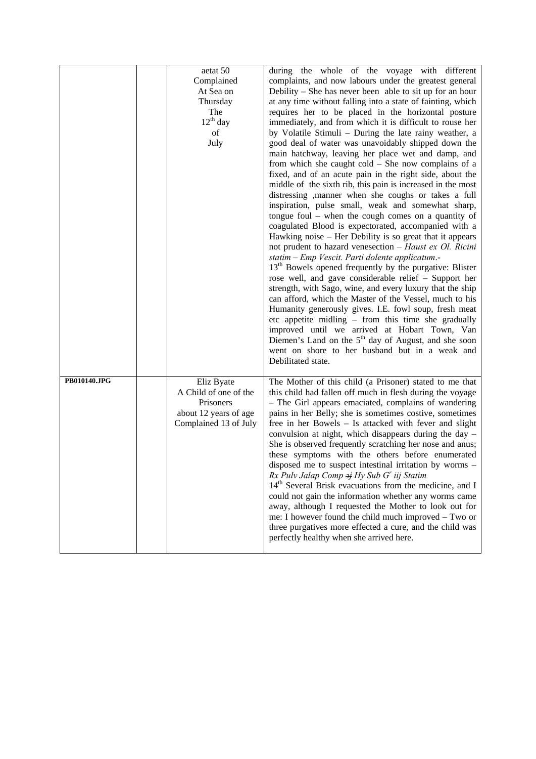| | | | |
|---|---|---|---|
| | | aetat 50<br>Complained<br>At Sea on<br>Thursday<br>The<br>12th day<br>of<br>July | during the whole of the voyage with different complaints, and now labours under the greatest general Debility – She has never been able to sit up for an hour at any time without falling into a state of fainting, which requires her to be placed in the horizontal posture immediately, and from which it is difficult to rouse her by Volatile Stimuli – During the late rainy weather, a good deal of water was unavoidably shipped down the main hatchway, leaving her place wet and damp, and from which she caught cold – She now complains of a fixed, and of an acute pain in the right side, about the middle of the sixth rib, this pain is increased in the most distressing ,manner when she coughs or takes a full inspiration, pulse small, weak and somewhat sharp, tongue foul – when the cough comes on a quantity of coagulated Blood is expectorated, accompanied with a Hawking noise – Her Debility is so great that it appears not prudent to hazard venesection – *Haust ex Ol. Ricini statim – Emp Vescit. Parti dolente applicatum*.-<br>13th Bowels opened frequently by the purgative: Blister rose well, and gave considerable relief – Support her strength, with Sago, wine, and every luxury that the ship can afford, which the Master of the Vessel, much to his Humanity generously gives. I.E. fowl soup, fresh meat etc appetite midling – from this time she gradually improved until we arrived at Hobart Town, Van Diemen's Land on the 5th day of August, and she soon went on shore to her husband but in a weak and Debilitated state. |
| **PB010140.JPG** | | Eliz Byate<br>A Child of one of the Prisoners<br>about 12 years of age<br>Complained 13 of July | The Mother of this child (a Prisoner) stated to me that this child had fallen off much in flesh during the voyage – The Girl appears emaciated, complains of wandering pains in her Belly; she is sometimes costive, sometimes free in her Bowels – Is attacked with fever and slight convulsion at night, which disappears during the day – She is observed frequently scratching her nose and anus; these symptoms with the others before enumerated disposed me to suspect intestinal irritation by worms – *Rx Pulv Jalap Comp ℈j Hy Sub Gr iij Statim*<br>14th Several Brisk evacuations from the medicine, and I could not gain the information whether any worms came away, although I requested the Mother to look out for me: I however found the child much improved – Two or three purgatives more effected a cure, and the child was perfectly healthy when she arrived here. |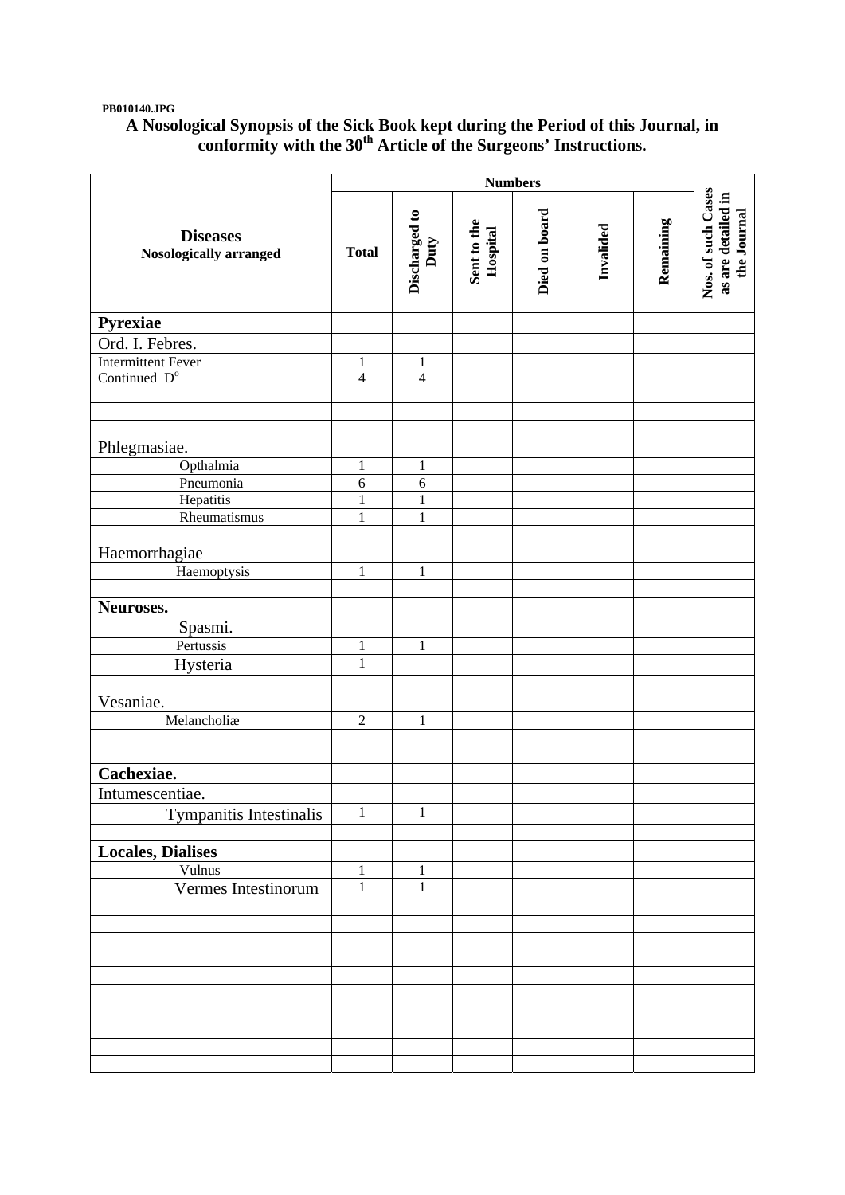PB010140.JPG

# A Nosological Synopsis of the Sick Book kept during the Period of this Journal, in conformity with the 30th Article of the Surgeons' Instructions.

| Diseases Nosologically arranged | Numbers | | | | | | Nos. of such Cases as are detailed in the Journal |
|---|---|---|---|---|---|---|---|
| | Total | Discharged to Duty | Sent to the Hospital | Died on board | Invalided | Remaining | |
| **Pyrexiae** | | | | | | | |
| Ord. I. Febres. | | | | | | | |
| Intermittent Fever | 1 | 1 | | | | | |
| Continued D° | 4 | 4 | | | | | |
| | | | | | | | |
| | | | | | | | |
| Phlegmasiae. | | | | | | | |
| Opthalmia | 1 | 1 | | | | | |
| Pneumonia | 6 | 6 | | | | | |
| Hepatitis | 1 | 1 | | | | | |
| Rheumatismus | 1 | 1 | | | | | |
| | | | | | | | |
| Haemorrhagiae | | | | | | | |
| Haemoptysis | 1 | 1 | | | | | |
| | | | | | | | |
| **Neuroses.** | | | | | | | |
| Spasmi. | | | | | | | |
| Pertussis | 1 | 1 | | | | | |
| Hysteria | 1 | | | | | | |
| | | | | | | | |
| Vesaniae. | | | | | | | |
| Melancholiæ | 2 | 1 | | | | | |
| | | | | | | | |
| | | | | | | | |
| **Cachexiae.** | | | | | | | |
| Intumescentiae. | | | | | | | |
| Tympanitis Intestinalis | 1 | 1 | | | | | |
| | | | | | | | |
| **Locales, Dialises** | | | | | | | |
| Vulnus | 1 | 1 | | | | | |
| Vermes Intestinorum | 1 | 1 | | | | | |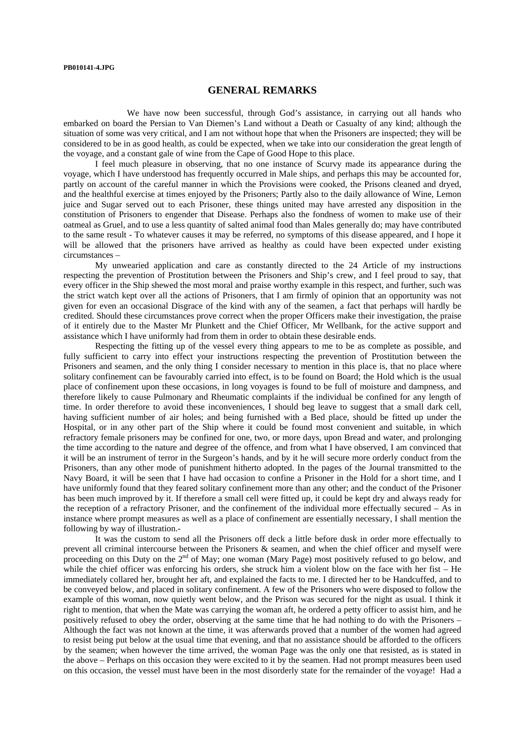PB010141-4.JPG

## GENERAL REMARKS

We have now been successful, through God's assistance, in carrying out all hands who embarked on board the Persian to Van Diemen's Land without a Death or Casualty of any kind; although the situation of some was very critical, and I am not without hope that when the Prisoners are inspected; they will be considered to be in as good health, as could be expected, when we take into our consideration the great length of the voyage, and a constant gale of wine from the Cape of Good Hope to this place.

I feel much pleasure in observing, that no one instance of Scurvy made its appearance during the voyage, which I have understood has frequently occurred in Male ships, and perhaps this may be accounted for, partly on account of the careful manner in which the Provisions were cooked, the Prisons cleaned and dryed, and the healthful exercise at times enjoyed by the Prisoners; Partly also to the daily allowance of Wine, Lemon juice and Sugar served out to each Prisoner, these things united may have arrested any disposition in the constitution of Prisoners to engender that Disease. Perhaps also the fondness of women to make use of their oatmeal as Gruel, and to use a less quantity of salted animal food than Males generally do; may have contributed to the same result - To whatever causes it may be referred, no symptoms of this disease appeared, and I hope it will be allowed that the prisoners have arrived as healthy as could have been expected under existing circumstances –

My unwearied application and care as constantly directed to the 24 Article of my instructions respecting the prevention of Prostitution between the Prisoners and Ship's crew, and I feel proud to say, that every officer in the Ship shewed the most moral and praise worthy example in this respect, and further, such was the strict watch kept over all the actions of Prisoners, that I am firmly of opinion that an opportunity was not given for even an occasional Disgrace of the kind with any of the seamen, a fact that perhaps will hardly be credited. Should these circumstances prove correct when the proper Officers make their investigation, the praise of it entirely due to the Master Mr Plunkett and the Chief Officer, Mr Wellbank, for the active support and assistance which I have uniformly had from them in order to obtain these desirable ends.

Respecting the fitting up of the vessel every thing appears to me to be as complete as possible, and fully sufficient to carry into effect your instructions respecting the prevention of Prostitution between the Prisoners and seamen, and the only thing I consider necessary to mention in this place is, that no place where solitary confinement can be favourably carried into effect, is to be found on Board; the Hold which is the usual place of confinement upon these occasions, in long voyages is found to be full of moisture and dampness, and therefore likely to cause Pulmonary and Rheumatic complaints if the individual be confined for any length of time. In order therefore to avoid these inconveniences, I should beg leave to suggest that a small dark cell, having sufficient number of air holes; and being furnished with a Bed place, should be fitted up under the Hospital, or in any other part of the Ship where it could be found most convenient and suitable, in which refractory female prisoners may be confined for one, two, or more days, upon Bread and water, and prolonging the time according to the nature and degree of the offence, and from what I have observed, I am convinced that it will be an instrument of terror in the Surgeon's hands, and by it he will secure more orderly conduct from the Prisoners, than any other mode of punishment hitherto adopted. In the pages of the Journal transmitted to the Navy Board, it will be seen that I have had occasion to confine a Prisoner in the Hold for a short time, and I have uniformly found that they feared solitary confinement more than any other; and the conduct of the Prisoner has been much improved by it. If therefore a small cell were fitted up, it could be kept dry and always ready for the reception of a refractory Prisoner, and the confinement of the individual more effectually secured – As in instance where prompt measures as well as a place of confinement are essentially necessary, I shall mention the following by way of illustration.-

It was the custom to send all the Prisoners off deck a little before dusk in order more effectually to prevent all criminal intercourse between the Prisoners & seamen, and when the chief officer and myself were proceeding on this Duty on the 2nd of May; one woman (Mary Page) most positively refused to go below, and while the chief officer was enforcing his orders, she struck him a violent blow on the face with her fist – He immediately collared her, brought her aft, and explained the facts to me. I directed her to be Handcuffed, and to be conveyed below, and placed in solitary confinement. A few of the Prisoners who were disposed to follow the example of this woman, now quietly went below, and the Prison was secured for the night as usual. I think it right to mention, that when the Mate was carrying the woman aft, he ordered a petty officer to assist him, and he positively refused to obey the order, observing at the same time that he had nothing to do with the Prisoners – Although the fact was not known at the time, it was afterwards proved that a number of the women had agreed to resist being put below at the usual time that evening, and that no assistance should be afforded to the officers by the seamen; when however the time arrived, the woman Page was the only one that resisted, as is stated in the above – Perhaps on this occasion they were excited to it by the seamen. Had not prompt measures been used on this occasion, the vessel must have been in the most disorderly state for the remainder of the voyage! Had a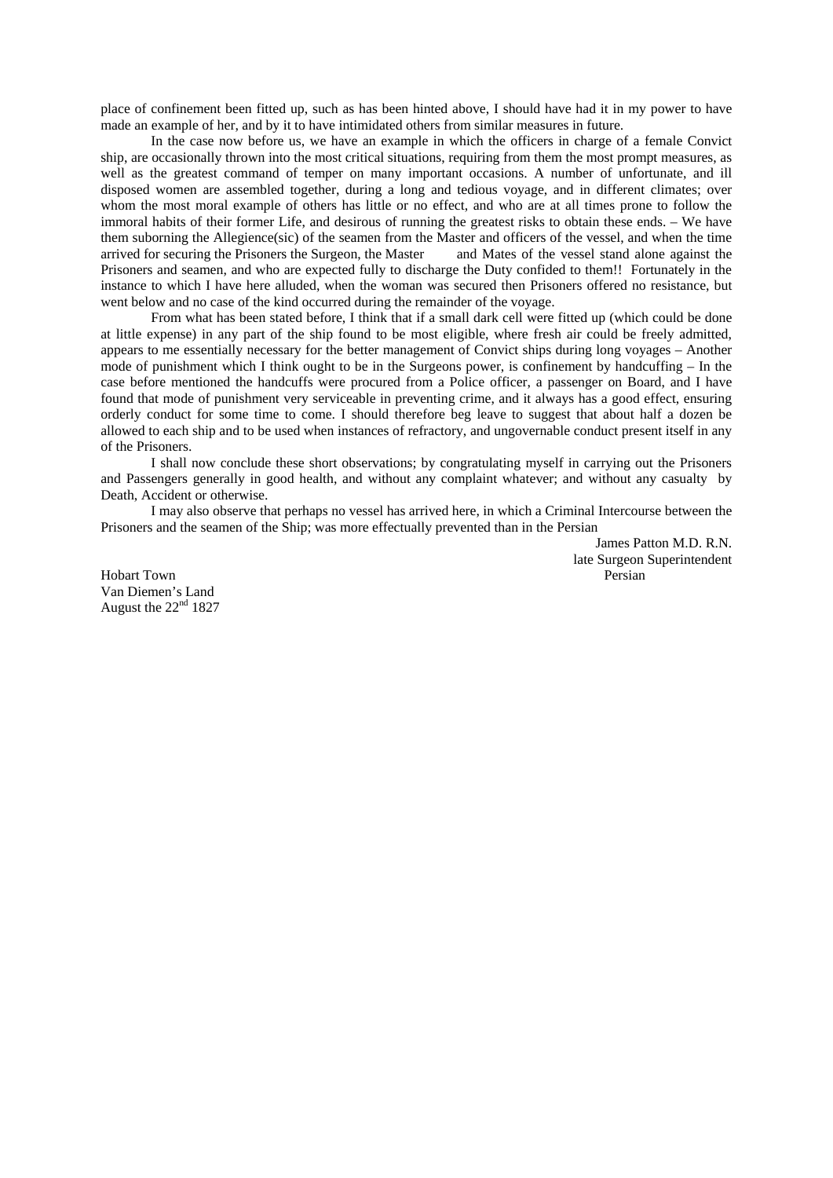place of confinement been fitted up, such as has been hinted above, I should have had it in my power to have made an example of her, and by it to have intimidated others from similar measures in future.

In the case now before us, we have an example in which the officers in charge of a female Convict ship, are occasionally thrown into the most critical situations, requiring from them the most prompt measures, as well as the greatest command of temper on many important occasions. A number of unfortunate, and ill disposed women are assembled together, during a long and tedious voyage, and in different climates; over whom the most moral example of others has little or no effect, and who are at all times prone to follow the immoral habits of their former Life, and desirous of running the greatest risks to obtain these ends. – We have them suborning the Allegience(sic) of the seamen from the Master and officers of the vessel, and when the time arrived for securing the Prisoners the Surgeon, the Master and Mates of the vessel stand alone against the Prisoners and seamen, and who are expected fully to discharge the Duty confided to them!! Fortunately in the instance to which I have here alluded, when the woman was secured then Prisoners offered no resistance, but went below and no case of the kind occurred during the remainder of the voyage.

From what has been stated before, I think that if a small dark cell were fitted up (which could be done at little expense) in any part of the ship found to be most eligible, where fresh air could be freely admitted, appears to me essentially necessary for the better management of Convict ships during long voyages – Another mode of punishment which I think ought to be in the Surgeons power, is confinement by handcuffing – In the case before mentioned the handcuffs were procured from a Police officer, a passenger on Board, and I have found that mode of punishment very serviceable in preventing crime, and it always has a good effect, ensuring orderly conduct for some time to come. I should therefore beg leave to suggest that about half a dozen be allowed to each ship and to be used when instances of refractory, and ungovernable conduct present itself in any of the Prisoners.

I shall now conclude these short observations; by congratulating myself in carrying out the Prisoners and Passengers generally in good health, and without any complaint whatever; and without any casualty by Death, Accident or otherwise.

I may also observe that perhaps no vessel has arrived here, in which a Criminal Intercourse between the Prisoners and the seamen of the Ship; was more effectually prevented than in the Persian

James Patton M.D. R.N.
late Surgeon Superintendent
Persian

Hobart Town
Van Diemen's Land
August the 22nd 1827